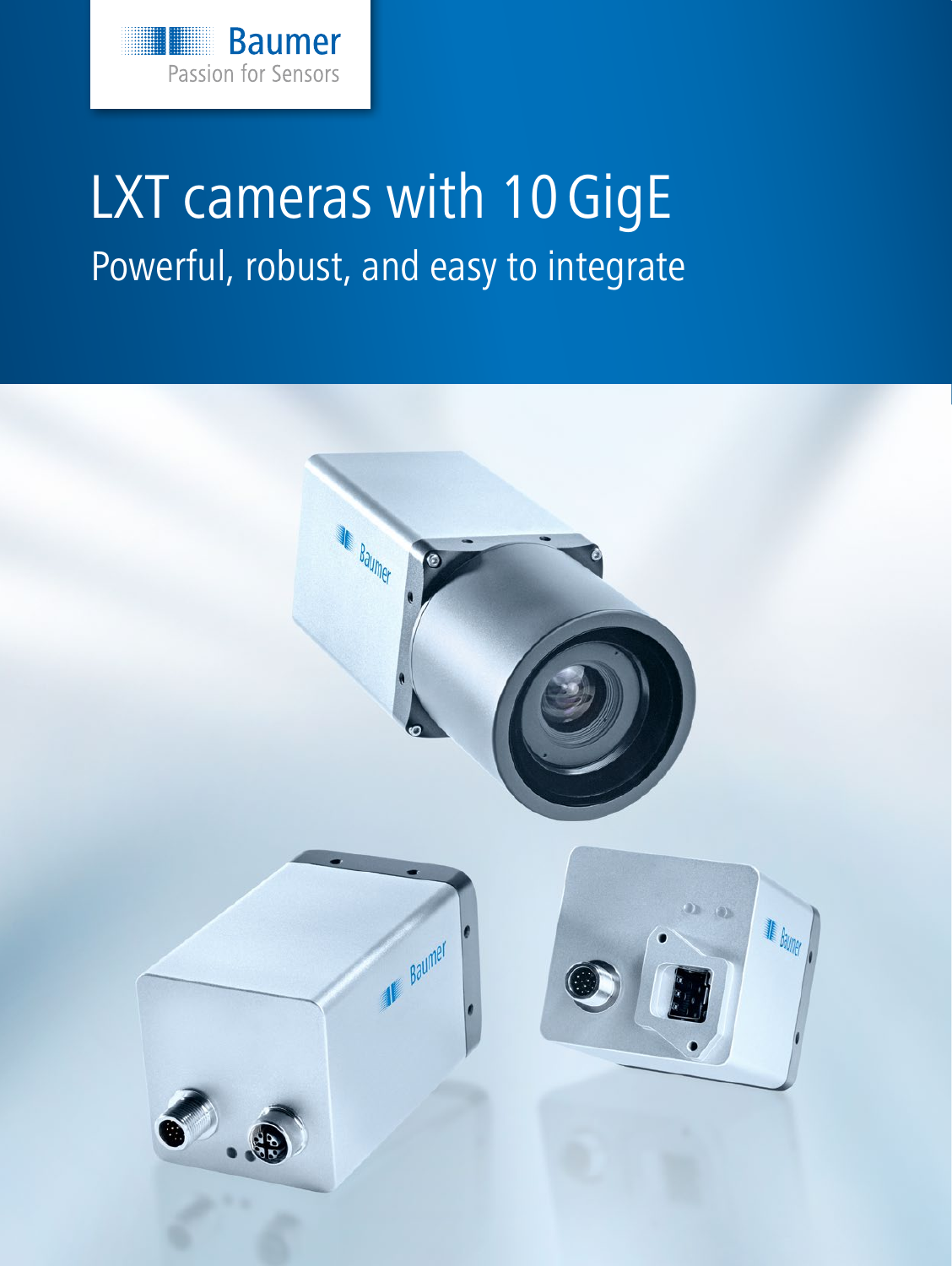Baumer
Passion for Sensors

# LXT cameras with 10 GigE

## Powerful, robust, and easy to integrate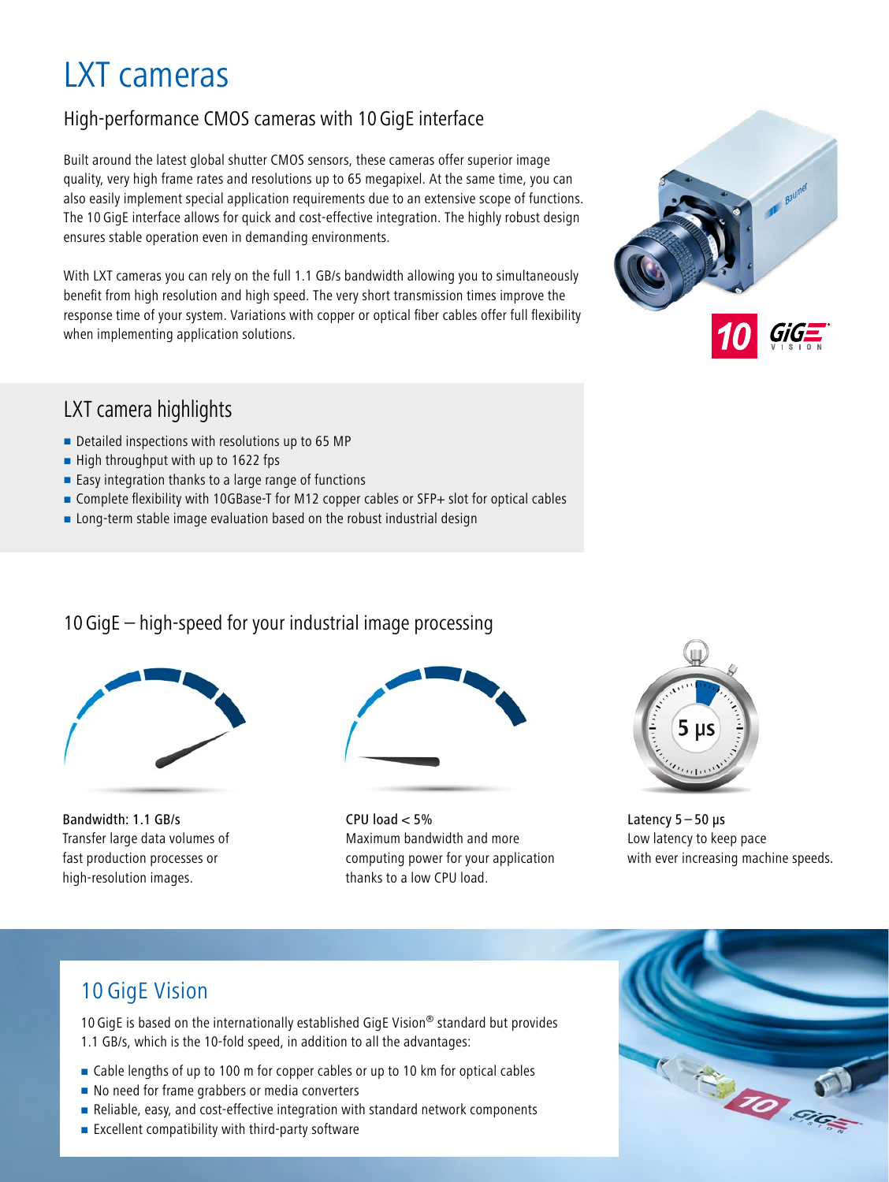# LXT cameras

## High-performance CMOS cameras with 10 GigE interface

Built around the latest global shutter CMOS sensors, these cameras offer superior image quality, very high frame rates and resolutions up to 65 megapixel. At the same time, you can also easily implement special application requirements due to an extensive scope of functions. The 10 GigE interface allows for quick and cost-effective integration. The highly robust design ensures stable operation even in demanding environments.

With LXT cameras you can rely on the full 1.1 GB/s bandwidth allowing you to simultaneously benefit from high resolution and high speed. The very short transmission times improve the response time of your system. Variations with copper or optical fiber cables offer full flexibility when implementing application solutions.

## LXT camera highlights

- Detailed inspections with resolutions up to 65 MP
- High throughput with up to 1622 fps
- Easy integration thanks to a large range of functions
- Complete flexibility with 10GBase-T for M12 copper cables or SFP+ slot for optical cables
- Long-term stable image evaluation based on the robust industrial design

## 10 GigE – high-speed for your industrial image processing

Bandwidth: 1.1 GB/s
Transfer large data volumes of fast production processes or high-resolution images.

CPU load < 5%
Maximum bandwidth and more computing power for your application thanks to a low CPU load.

Latency 5 – 50 µs
Low latency to keep pace with ever increasing machine speeds.

## 10 GigE Vision

10 GigE is based on the internationally established GigE Vision® standard but provides 1.1 GB/s, which is the 10-fold speed, in addition to all the advantages:

- Cable lengths of up to 100 m for copper cables or up to 10 km for optical cables
- No need for frame grabbers or media converters
- Reliable, easy, and cost-effective integration with standard network components
- Excellent compatibility with third-party software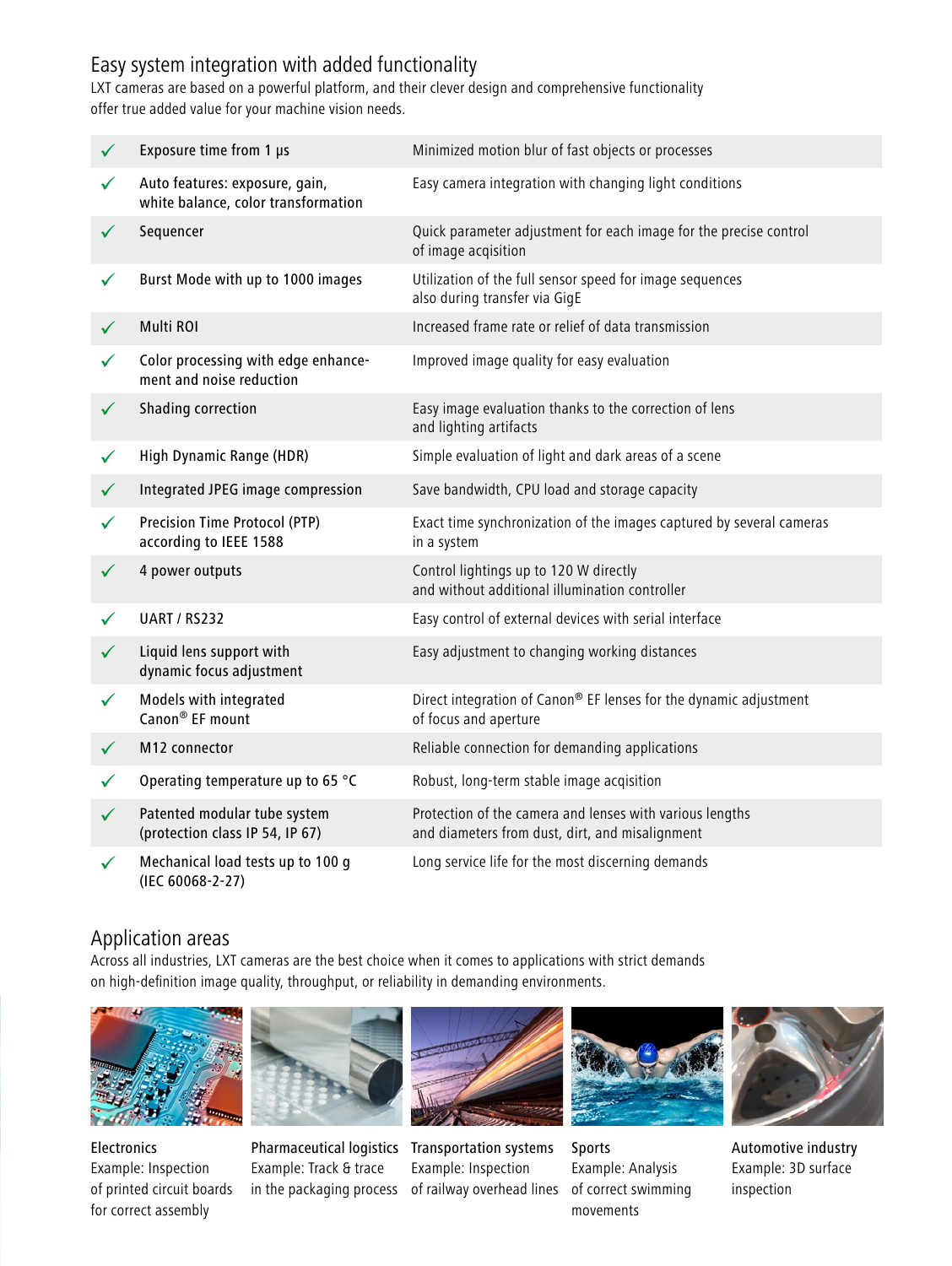## Easy system integration with added functionality

LXT cameras are based on a powerful platform, and their clever design and comprehensive functionality offer true added value for your machine vision needs.

| | Feature | Benefit |
|---|---|---|
| ✓ | Exposure time from 1 µs | Minimized motion blur of fast objects or processes |
| ✓ | Auto features: exposure, gain, white balance, color transformation | Easy camera integration with changing light conditions |
| ✓ | Sequencer | Quick parameter adjustment for each image for the precise control of image acqisition |
| ✓ | Burst Mode with up to 1000 images | Utilization of the full sensor speed for image sequences also during transfer via GigE |
| ✓ | Multi ROI | Increased frame rate or relief of data transmission |
| ✓ | Color processing with edge enhancement and noise reduction | Improved image quality for easy evaluation |
| ✓ | Shading correction | Easy image evaluation thanks to the correction of lens and lighting artifacts |
| ✓ | High Dynamic Range (HDR) | Simple evaluation of light and dark areas of a scene |
| ✓ | Integrated JPEG image compression | Save bandwidth, CPU load and storage capacity |
| ✓ | Precision Time Protocol (PTP) according to IEEE 1588 | Exact time synchronization of the images captured by several cameras in a system |
| ✓ | 4 power outputs | Control lightings up to 120 W directly and without additional illumination controller |
| ✓ | UART / RS232 | Easy control of external devices with serial interface |
| ✓ | Liquid lens support with dynamic focus adjustment | Easy adjustment to changing working distances |
| ✓ | Models with integrated Canon® EF mount | Direct integration of Canon® EF lenses for the dynamic adjustment of focus and aperture |
| ✓ | M12 connector | Reliable connection for demanding applications |
| ✓ | Operating temperature up to 65 °C | Robust, long-term stable image acqisition |
| ✓ | Patented modular tube system (protection class IP 54, IP 67) | Protection of the camera and lenses with various lengths and diameters from dust, dirt, and misalignment |
| ✓ | Mechanical load tests up to 100 g (IEC 60068-2-27) | Long service life for the most discerning demands |

## Application areas

Across all industries, LXT cameras are the best choice when it comes to applications with strict demands on high-definition image quality, throughput, or reliability in demanding environments.

**Electronics**
Example: Inspection of printed circuit boards for correct assembly

**Pharmaceutical logistics**
Example: Track & trace in the packaging process

**Transportation systems**
Example: Inspection of railway overhead lines

**Sports**
Example: Analysis of correct swimming movements

**Automotive industry**
Example: 3D surface inspection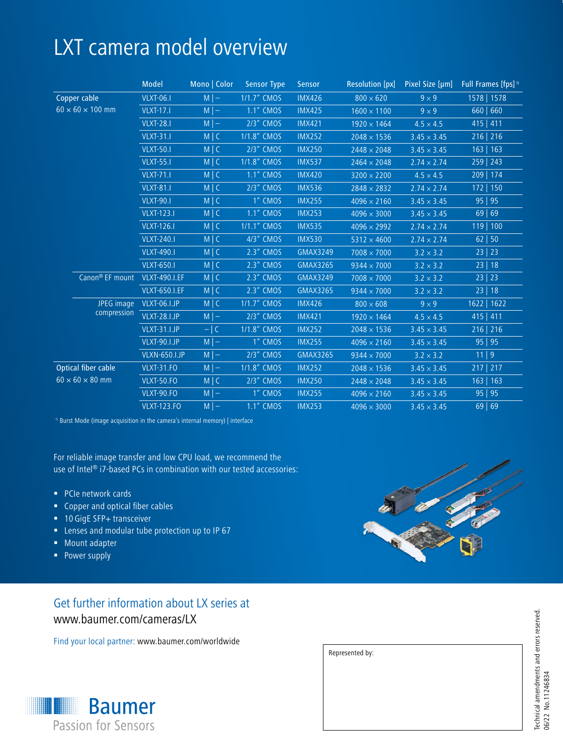# LXT camera model overview

| | Model | Mono \| Color | Sensor Type | Sensor | Resolution [px] | Pixel Size [µm] | Full Frames [fps] [1] |
|---|---|---|---|---|---|---|---|
| Copper cable 60 × 60 × 100 mm | VLXT-06.I | M \| – | 1/1.7" CMOS | IMX426 | 800 × 620 | 9 × 9 | 1578 \| 1578 |
| | VLXT-17.I | M \| – | 1.1" CMOS | IMX425 | 1600 × 1100 | 9 × 9 | 660 \| 660 |
| | VLXT-28.I | M \| – | 2/3" CMOS | IMX421 | 1920 × 1464 | 4.5 × 4.5 | 415 \| 411 |
| | VLXT-31.I | M \| C | 1/1.8" CMOS | IMX252 | 2048 × 1536 | 3.45 × 3.45 | 216 \| 216 |
| | VLXT-50.I | M \| C | 2/3" CMOS | IMX250 | 2448 × 2048 | 3.45 × 3.45 | 163 \| 163 |
| | VLXT-55.I | M \| C | 1/1.8" CMOS | IMX537 | 2464 × 2048 | 2.74 × 2.74 | 259 \| 243 |
| | VLXT-71.I | M \| C | 1.1" CMOS | IMX420 | 3200 × 2200 | 4.5 × 4.5 | 209 \| 174 |
| | VLXT-81.I | M \| C | 2/3" CMOS | IMX536 | 2848 × 2832 | 2.74 × 2.74 | 172 \| 150 |
| | VLXT-90.I | M \| C | 1" CMOS | IMX255 | 4096 × 2160 | 3.45 × 3.45 | 95 \| 95 |
| | VLXT-123.I | M \| C | 1.1" CMOS | IMX253 | 4096 × 3000 | 3.45 × 3.45 | 69 \| 69 |
| | VLXT-126.I | M \| C | 1/1.1" CMOS | IMX535 | 4096 × 2992 | 2.74 × 2.74 | 119 \| 100 |
| | VLXT-240.I | M \| C | 4/3" CMOS | IMX530 | 5312 × 4600 | 2.74 × 2.74 | 62 \| 50 |
| | VLXT-490.I | M \| C | 2.3" CMOS | GMAX3249 | 7008 × 7000 | 3.2 × 3.2 | 23 \| 23 |
| | VLXT-650.I | M \| C | 2.3" CMOS | GMAX3265 | 9344 × 7000 | 3.2 × 3.2 | 23 \| 18 |
| Canon® EF mount | VLXT-490.I.EF | M \| C | 2.3" CMOS | GMAX3249 | 7008 × 7000 | 3.2 × 3.2 | 23 \| 23 |
| | VLXT-650.I.EF | M \| C | 2.3" CMOS | GMAX3265 | 9344 × 7000 | 3.2 × 3.2 | 23 \| 18 |
| JPEG image compression | VLXT-06.I.JP | M \| C | 1/1.7" CMOS | IMX426 | 800 × 608 | 9 × 9 | 1622 \| 1622 |
| | VLXT-28.I.JP | M \| – | 2/3" CMOS | IMX421 | 1920 × 1464 | 4.5 × 4.5 | 415 \| 411 |
| | VLXT-31.I.JP | – \| C | 1/1.8" CMOS | IMX252 | 2048 × 1536 | 3.45 × 3.45 | 216 \| 216 |
| | VLXT-90.I.JP | M \| – | 1" CMOS | IMX255 | 4096 × 2160 | 3.45 × 3.45 | 95 \| 95 |
| | VLXN-650.I.JP | M \| – | 2/3" CMOS | GMAX3265 | 9344 × 7000 | 3.2 × 3.2 | 11 \| 9 |
| Optical fiber cable 60 × 60 × 80 mm | VLXT-31.FO | M \| – | 1/1.8" CMOS | IMX252 | 2048 × 1536 | 3.45 × 3.45 | 217 \| 217 |
| | VLXT-50.FO | M \| C | 2/3" CMOS | IMX250 | 2448 × 2048 | 3.45 × 3.45 | 163 \| 163 |
| | VLXT-90.FO | M \| – | 1" CMOS | IMX255 | 4096 × 2160 | 3.45 × 3.45 | 95 \| 95 |
| | VLXT-123.FO | M \| – | 1.1" CMOS | IMX253 | 4096 × 3000 | 3.45 × 3.45 | 69 \| 69 |

[1] Burst Mode (image acquisition in the camera's internal memory) | interface

For reliable image transfer and low CPU load, we recommend the use of Intel® i7-based PCs in combination with our tested accessories:

- PCIe network cards
- Copper and optical fiber cables
- 10 GigE SFP+ transceiver
- Lenses and modular tube protection up to IP 67
- Mount adapter
- Power supply

Get further information about LX series at
www.baumer.com/cameras/LX

Find your local partner: www.baumer.com/worldwide

Represented by:

Baumer
Passion for Sensors

Technical amendments and errors reserved.
06/22 No.11246834